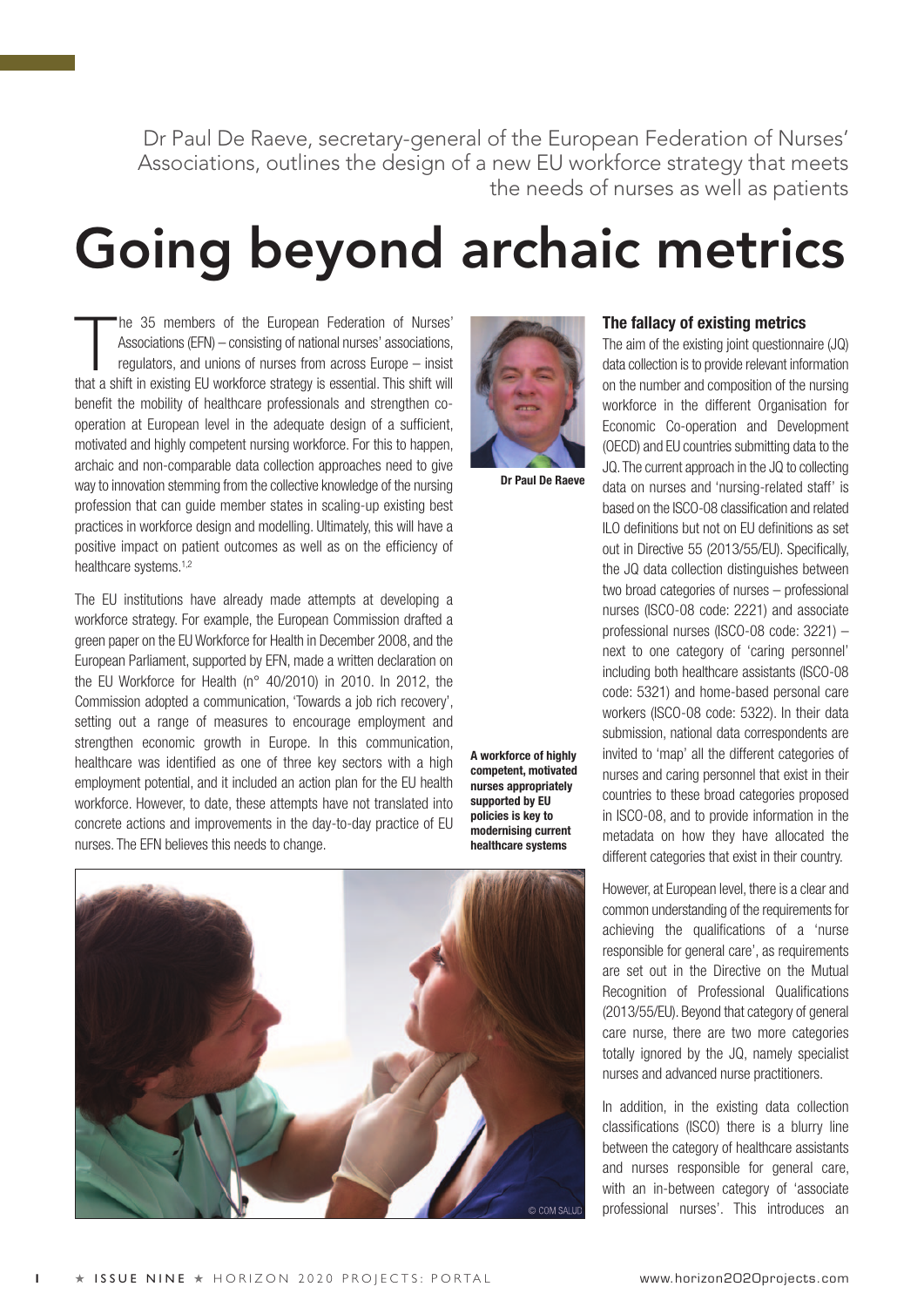Dr Paul De Raeve, secretary-general of the European Federation of Nurses' Associations, outlines the design of a new EU workforce strategy that meets the needs of nurses as well as patients

# Going beyond archaic metrics

The 35 members of the European Federation of Nurses' Associations (EFN) – consisting of national nurses' associations, regulators, and unions of nurses from across Europe – insist that a shift in existing EU workforce strategy is essential. This shift will benefit the mobility of healthcare professionals and strengthen co-operation at European level in the adequate design of a sufficient, motivated and highly competent nursing workforce. For this to happen, archaic and non-comparable data collection approaches need to give way to innovation stemming from the collective knowledge of the nursing profession that can guide member states in scaling-up existing best practices in workforce design and modelling. Ultimately, this will have a positive impact on patient outcomes as well as on the efficiency of healthcare systems.[1,2]

The EU institutions have already made attempts at developing a workforce strategy. For example, the European Commission drafted a green paper on the EU Workforce for Health in December 2008, and the European Parliament, supported by EFN, made a written declaration on the EU Workforce for Health (n° 40/2010) in 2010. In 2012, the Commission adopted a communication, 'Towards a job rich recovery', setting out a range of measures to encourage employment and strengthen economic growth in Europe. In this communication, healthcare was identified as one of three key sectors with a high employment potential, and it included an action plan for the EU health workforce. However, to date, these attempts have not translated into concrete actions and improvements in the day-to-day practice of EU nurses. The EFN believes this needs to change.

Dr Paul De Raeve

**A workforce of highly competent, motivated nurses appropriately supported by EU policies is key to modernising current healthcare systems**

### The fallacy of existing metrics

The aim of the existing joint questionnaire (JQ) data collection is to provide relevant information on the number and composition of the nursing workforce in the different Organisation for Economic Co-operation and Development (OECD) and EU countries submitting data to the JQ. The current approach in the JQ to collecting data on nurses and 'nursing-related staff' is based on the ISCO-08 classification and related ILO definitions but not on EU definitions as set out in Directive 55 (2013/55/EU). Specifically, the JQ data collection distinguishes between two broad categories of nurses – professional nurses (ISCO-08 code: 2221) and associate professional nurses (ISCO-08 code: 3221) – next to one category of 'caring personnel' including both healthcare assistants (ISCO-08 code: 5321) and home-based personal care workers (ISCO-08 code: 5322). In their data submission, national data correspondents are invited to 'map' all the different categories of nurses and caring personnel that exist in their countries to these broad categories proposed in ISCO-08, and to provide information in the metadata on how they have allocated the different categories that exist in their country.

However, at European level, there is a clear and common understanding of the requirements for achieving the qualifications of a 'nurse responsible for general care', as requirements are set out in the Directive on the Mutual Recognition of Professional Qualifications (2013/55/EU). Beyond that category of general care nurse, there are two more categories totally ignored by the JQ, namely specialist nurses and advanced nurse practitioners.

In addition, in the existing data collection classifications (ISCO) there is a blurry line between the category of healthcare assistants and nurses responsible for general care, with an in-between category of 'associate professional nurses'. This introduces an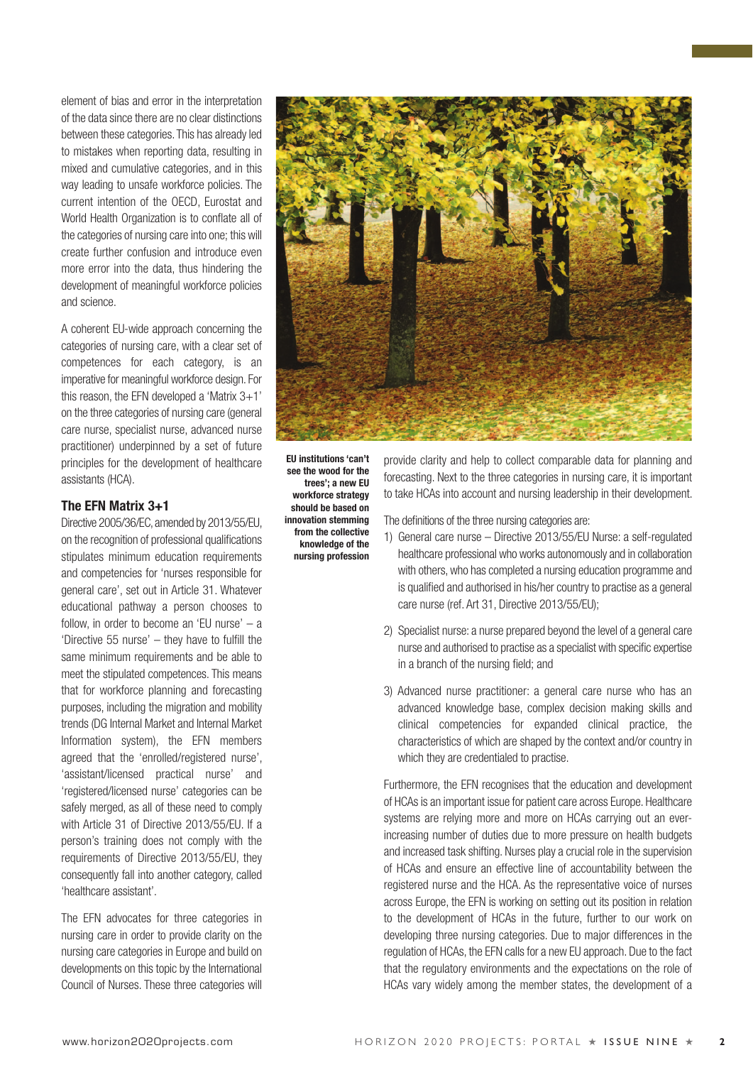element of bias and error in the interpretation of the data since there are no clear distinctions between these categories. This has already led to mistakes when reporting data, resulting in mixed and cumulative categories, and in this way leading to unsafe workforce policies. The current intention of the OECD, Eurostat and World Health Organization is to conflate all of the categories of nursing care into one; this will create further confusion and introduce even more error into the data, thus hindering the development of meaningful workforce policies and science.

A coherent EU-wide approach concerning the categories of nursing care, with a clear set of competences for each category, is an imperative for meaningful workforce design. For this reason, the EFN developed a 'Matrix 3+1' on the three categories of nursing care (general care nurse, specialist nurse, advanced nurse practitioner) underpinned by a set of future principles for the development of healthcare assistants (HCA).

### The EFN Matrix 3+1

Directive 2005/36/EC, amended by 2013/55/EU, on the recognition of professional qualifications stipulates minimum education requirements and competencies for 'nurses responsible for general care', set out in Article 31. Whatever educational pathway a person chooses to follow, in order to become an 'EU nurse' – a 'Directive 55 nurse' – they have to fulfill the same minimum requirements and be able to meet the stipulated competences. This means that for workforce planning and forecasting purposes, including the migration and mobility trends (DG Internal Market and Internal Market Information system), the EFN members agreed that the 'enrolled/registered nurse', 'assistant/licensed practical nurse' and 'registered/licensed nurse' categories can be safely merged, as all of these need to comply with Article 31 of Directive 2013/55/EU. If a person's training does not comply with the requirements of Directive 2013/55/EU, they consequently fall into another category, called 'healthcare assistant'.

The EFN advocates for three categories in nursing care in order to provide clarity on the nursing care categories in Europe and build on developments on this topic by the International Council of Nurses. These three categories will provide clarity and help to collect comparable data for planning and forecasting. Next to the three categories in nursing care, it is important to take HCAs into account and nursing leadership in their development.

**EU institutions 'can't see the wood for the trees'; a new EU workforce strategy should be based on innovation stemming from the collective knowledge of the nursing profession**

The definitions of the three nursing categories are:

1) General care nurse – Directive 2013/55/EU Nurse: a self-regulated healthcare professional who works autonomously and in collaboration with others, who has completed a nursing education programme and is qualified and authorised in his/her country to practise as a general care nurse (ref. Art 31, Directive 2013/55/EU);

2) Specialist nurse: a nurse prepared beyond the level of a general care nurse and authorised to practise as a specialist with specific expertise in a branch of the nursing field; and

3) Advanced nurse practitioner: a general care nurse who has an advanced knowledge base, complex decision making skills and clinical competencies for expanded clinical practice, the characteristics of which are shaped by the context and/or country in which they are credentialed to practise.

Furthermore, the EFN recognises that the education and development of HCAs is an important issue for patient care across Europe. Healthcare systems are relying more and more on HCAs carrying out an ever-increasing number of duties due to more pressure on health budgets and increased task shifting. Nurses play a crucial role in the supervision of HCAs and ensure an effective line of accountability between the registered nurse and the HCA. As the representative voice of nurses across Europe, the EFN is working on setting out its position in relation to the development of HCAs in the future, further to our work on developing three nursing categories. Due to major differences in the regulation of HCAs, the EFN calls for a new EU approach. Due to the fact that the regulatory environments and the expectations on the role of HCAs vary widely among the member states, the development of a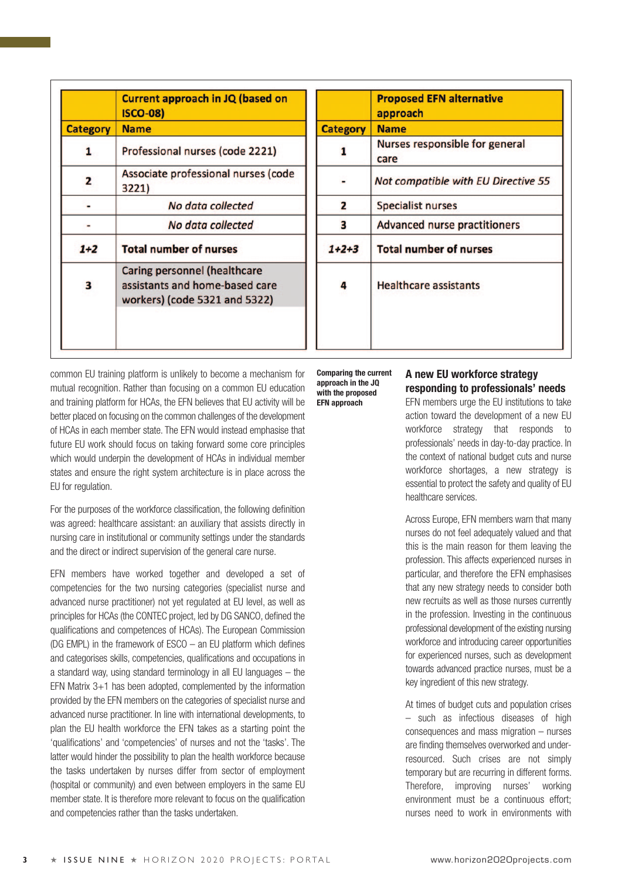| Category | Current approach in JQ (based on ISCO-08) Name | Category | Proposed EFN alternative approach Name |
|---|---|---|---|
| 1 | Professional nurses (code 2221) | 1 | Nurses responsible for general care |
| 2 | Associate professional nurses (code 3221) | - | *Not compatible with EU Directive 55* |
| - | *No data collected* | 2 | Specialist nurses |
| - | *No data collected* | 3 | Advanced nurse practitioners |
| ***1+2*** | **Total number of nurses** | ***1+2+3*** | **Total number of nurses** |
| 3 | Caring personnel (healthcare assistants and home-based care workers) (code 5321 and 5322) | 4 | Healthcare assistants |

**Comparing the current approach in the JQ with the proposed EFN approach**

common EU training platform is unlikely to become a mechanism for mutual recognition. Rather than focusing on a common EU education and training platform for HCAs, the EFN believes that EU activity will be better placed on focusing on the common challenges of the development of HCAs in each member state. The EFN would instead emphasise that future EU work should focus on taking forward some core principles which would underpin the development of HCAs in individual member states and ensure the right system architecture is in place across the EU for regulation.

For the purposes of the workforce classification, the following definition was agreed: healthcare assistant: an auxiliary that assists directly in nursing care in institutional or community settings under the standards and the direct or indirect supervision of the general care nurse.

EFN members have worked together and developed a set of competencies for the two nursing categories (specialist nurse and advanced nurse practitioner) not yet regulated at EU level, as well as principles for HCAs (the CONTEC project, led by DG SANCO, defined the qualifications and competences of HCAs). The European Commission (DG EMPL) in the framework of ESCO – an EU platform which defines and categorises skills, competencies, qualifications and occupations in a standard way, using standard terminology in all EU languages – the EFN Matrix 3+1 has been adopted, complemented by the information provided by the EFN members on the categories of specialist nurse and advanced nurse practitioner. In line with international developments, to plan the EU health workforce the EFN takes as a starting point the 'qualifications' and 'competencies' of nurses and not the 'tasks'. The latter would hinder the possibility to plan the health workforce because the tasks undertaken by nurses differ from sector of employment (hospital or community) and even between employers in the same EU member state. It is therefore more relevant to focus on the qualification and competencies rather than the tasks undertaken.

## A new EU workforce strategy responding to professionals' needs

EFN members urge the EU institutions to take action toward the development of a new EU workforce strategy that responds to professionals' needs in day-to-day practice. In the context of national budget cuts and nurse workforce shortages, a new strategy is essential to protect the safety and quality of EU healthcare services.

Across Europe, EFN members warn that many nurses do not feel adequately valued and that this is the main reason for them leaving the profession. This affects experienced nurses in particular, and therefore the EFN emphasises that any new strategy needs to consider both new recruits as well as those nurses currently in the profession. Investing in the continuous professional development of the existing nursing workforce and introducing career opportunities for experienced nurses, such as development towards advanced practice nurses, must be a key ingredient of this new strategy.

At times of budget cuts and population crises – such as infectious diseases of high consequences and mass migration – nurses are finding themselves overworked and under-resourced. Such crises are not simply temporary but are recurring in different forms. Therefore, improving nurses' working environment must be a continuous effort; nurses need to work in environments with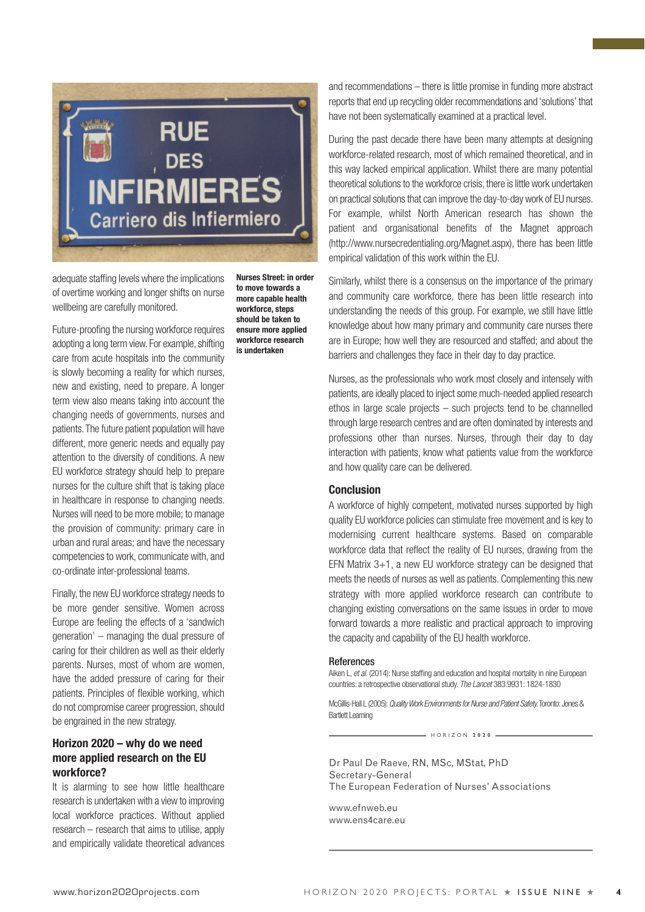adequate staffing levels where the implications of overtime working and longer shifts on nurse wellbeing are carefully monitored.

Future-proofing the nursing workforce requires adopting a long term view. For example, shifting care from acute hospitals into the community is slowly becoming a reality for which nurses, new and existing, need to prepare. A longer term view also means taking into account the changing needs of governments, nurses and patients. The future patient population will have different, more generic needs and equally pay attention to the diversity of conditions. A new EU workforce strategy should help to prepare nurses for the culture shift that is taking place in healthcare in response to changing needs. Nurses will need to be more mobile; to manage the provision of community: primary care in urban and rural areas; and have the necessary competencies to work, communicate with, and co-ordinate inter-professional teams.

Finally, the new EU workforce strategy needs to be more gender sensitive. Women across Europe are feeling the effects of a 'sandwich generation' – managing the dual pressure of caring for their children as well as their elderly parents. Nurses, most of whom are women, have the added pressure of caring for their patients. Principles of flexible working, which do not compromise career progression, should be engrained in the new strategy.

**Nurses Street: in order to move towards a more capable health workforce, steps should be taken to ensure more applied workforce research is undertaken**

## Horizon 2020 – why do we need more applied research on the EU workforce?

It is alarming to see how little healthcare research is undertaken with a view to improving local workforce practices. Without applied research – research that aims to utilise, apply and empirically validate theoretical advances and recommendations – there is little promise in funding more abstract reports that end up recycling older recommendations and 'solutions' that have not been systematically examined at a practical level.

During the past decade there have been many attempts at designing workforce-related research, most of which remained theoretical, and in this way lacked empirical application. Whilst there are many potential theoretical solutions to the workforce crisis, there is little work undertaken on practical solutions that can improve the day-to-day work of EU nurses. For example, whilst North American research has shown the patient and organisational benefits of the Magnet approach (http://www.nursecredentialing.org/Magnet.aspx), there has been little empirical validation of this work within the EU.

Similarly, whilst there is a consensus on the importance of the primary and community care workforce, there has been little research into understanding the needs of this group. For example, we still have little knowledge about how many primary and community care nurses there are in Europe; how well they are resourced and staffed; and about the barriers and challenges they face in their day to day practice.

Nurses, as the professionals who work most closely and intensely with patients, are ideally placed to inject some much-needed applied research ethos in large scale projects – such projects tend to be channelled through large research centres and are often dominated by interests and professions other than nurses. Nurses, through their day to day interaction with patients, know what patients value from the workforce and how quality care can be delivered.

## Conclusion

A workforce of highly competent, motivated nurses supported by high quality EU workforce policies can stimulate free movement and is key to modernising current healthcare systems. Based on comparable workforce data that reflect the reality of EU nurses, drawing from the EFN Matrix 3+1, a new EU workforce strategy can be designed that meets the needs of nurses as well as patients. Complementing this new strategy with more applied workforce research can contribute to changing existing conversations on the same issues in order to move forward towards a more realistic and practical approach to improving the capacity and capability of the EU health workforce.

### References

Aiken L, *et al.* (2014): Nurse staffing and education and hospital mortality in nine European countries: a retrospective observational study. *The Lancet* 383.9931: 1824-1830

McGillis-Hall L (2005): *Quality Work Environments for Nurse and Patient Safety.* Toronto: Jones & Bartlett Learning

HORIZON 2020

Dr Paul De Raeve, RN, MSc, MStat, PhD
Secretary-General
The European Federation of Nurses' Associations

www.efnweb.eu
www.ens4care.eu